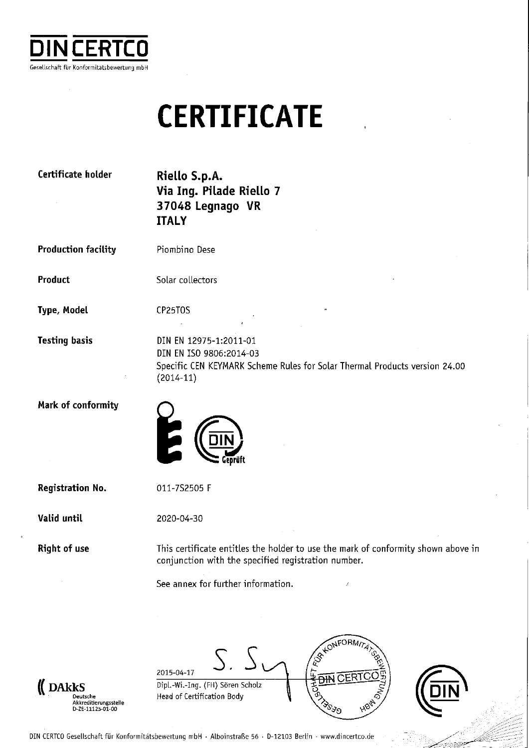DIN CERTCO

Gesellschaft für Konformitätsbewertung mbH

# CERTIFICATE

| | |
|---|---|
| **Certificate holder** | **Riello S.p.A.**<br>**Via Ing. Pilade Riello 7**<br>**37048 Legnago VR**<br>**ITALY** |
| **Production facility** | Piombino Dese |
| **Product** | Solar collectors |
| **Type, Model** | CP25TOS |
| **Testing basis** | DIN EN 12975-1:2011-01<br>DIN EN ISO 9806:2014-03<br>Specific CEN KEYMARK Scheme Rules for Solar Thermal Products version 24.00 (2014-11) |
| **Mark of conformity** | DIN Geprüft |
| **Registration No.** | 011-7S2505 F |
| **Valid until** | 2020-04-30 |
| **Right of use** | This certificate entitles the holder to use the mark of conformity shown above in conjunction with the specified registration number.<br><br>See annex for further information. |

2015-04-17

Dipl.-Wi.-Ing. (FH) Sören Scholz
Head of Certification Body

DAkkS Deutsche Akkreditierungsstelle D-ZE-11125-01-00

DIN CERTCO Gesellschaft für Konformitätsbewertung mbH · Alboinstraße 56 · D-12103 Berlin · www.dincertco.de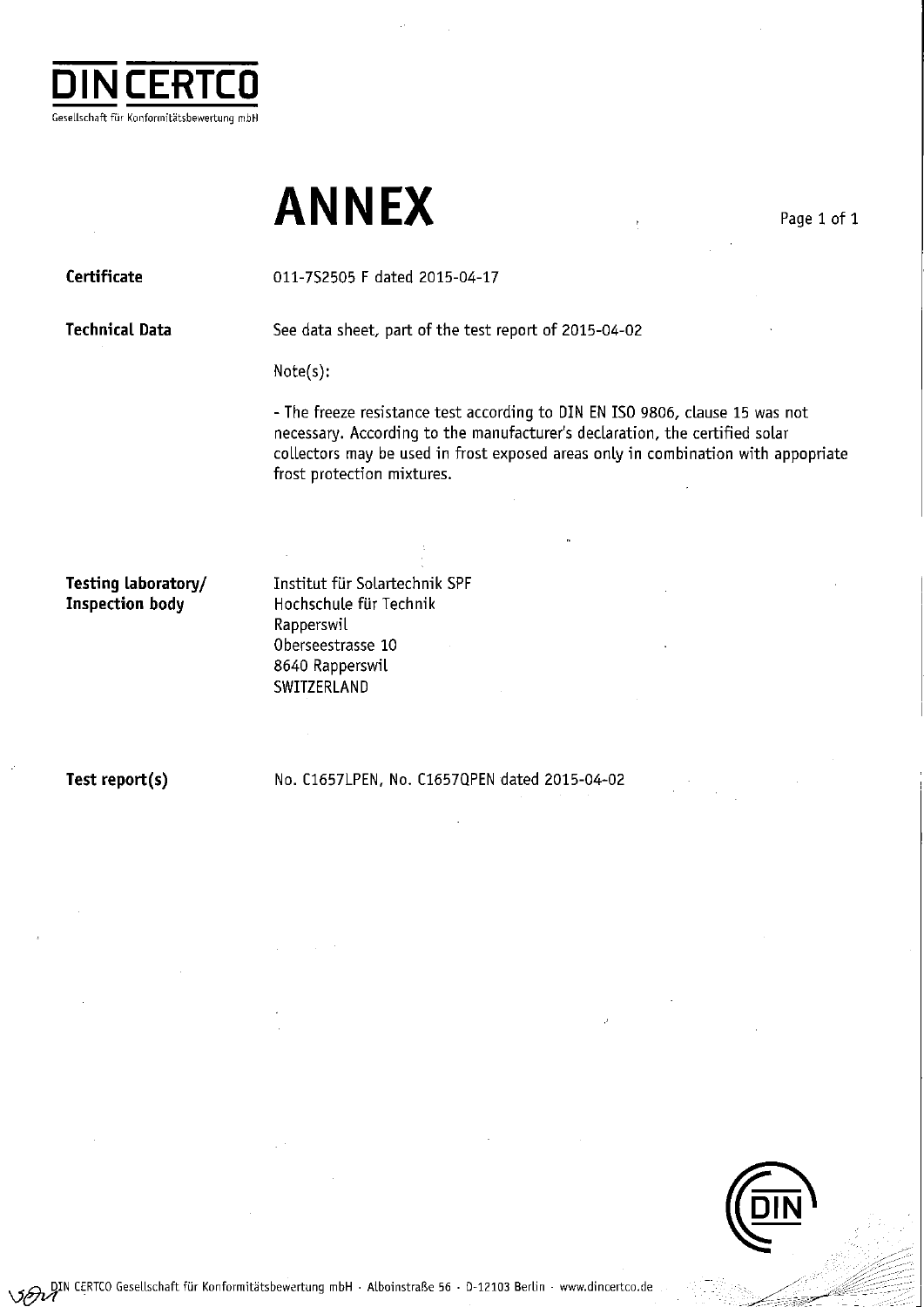DIN CERTCO
Gesellschaft für Konformitätsbewertung mbH

# ANNEX

**Certificate**

011-7S2505 F dated 2015-04-17

**Technical Data**

See data sheet, part of the test report of 2015-04-02

Note(s):

- The freeze resistance test according to DIN EN ISO 9806, clause 15 was not necessary. According to the manufacturer's declaration, the certified solar collectors may be used in frost exposed areas only in combination with appopriate frost protection mixtures.

**Testing laboratory/ Inspection body**

Institut für Solartechnik SPF
Hochschule für Technik
Rapperswil
Oberseestrasse 10
8640 Rapperswil
SWITZERLAND

**Test report(s)**

No. C1657LPEN, No. C1657QPEN dated 2015-04-02

DIN CERTCO Gesellschaft für Konformitätsbewertung mbH · Alboinstraße 56 · D-12103 Berlin · www.dincertco.de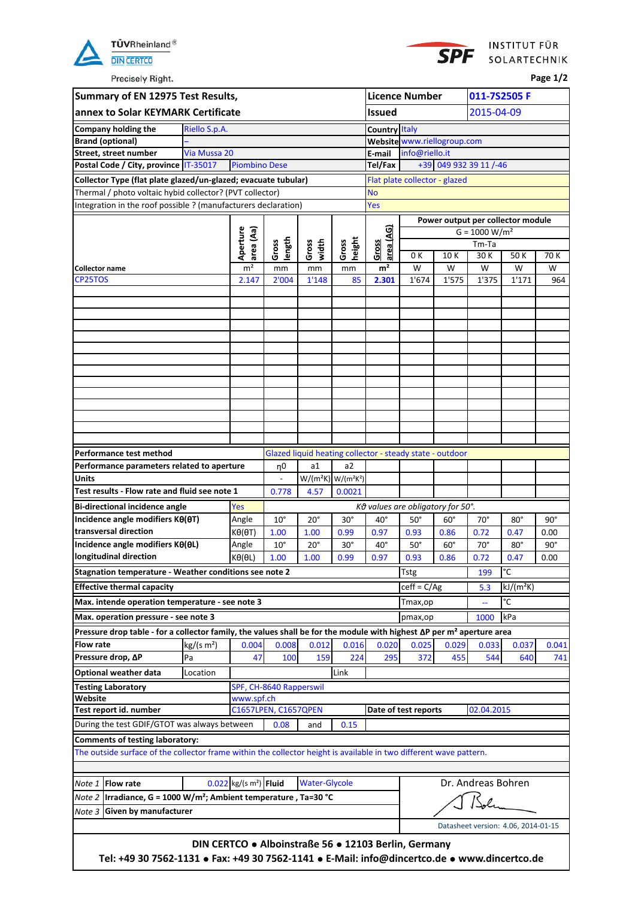TÜVRheinland®
DIN CERTCO
Precisely Right.

SPF INSTITUT FÜR SOLARTECHNIK

**Page 1/2**

| **Summary of EN 12975 Test Results, annex to Solar KEYMARK Certificate** | **Licence Number** | 011-7S2505 F |
|---|---|---|
| | **Issued** | 2015-04-09 |

| | | | |
|---|---|---|---|
| **Company holding the** | Riello S.p.A. | **Country** | Italy |
| **Brand (optional)** | – | **Website** | www.riellogroup.com |
| **Street, street number** | Via Mussa 20 | **E-mail** | info@riello.it |
| **Postal Code / City, province** | IT-35017 Piombino Dese | **Tel/Fax** | +39 049 932 39 11 /-46 |

| | |
|---|---|
| **Collector Type (flat plate glazed/un-glazed; evacuate tubular)** | Flat plate collector - glazed |
| Thermal / photo voltaic hybid collector? (PVT collector) | No |
| Integration in the roof possible ? (manufacturers declaration) | Yes |

| Collector name | Aperture area (Aa) | Gross length | Gross width | Gross height | Gross area (AG) | Power output per collector module, G = 1000 W/m², Tm-Ta: 0 K | 10 K | 30 K | 50 K | 70 K |
|---|---|---|---|---|---|---|---|---|---|---|
| | m² | mm | mm | mm | m² | W | W | W | W | W |
| CP25TOS | 2.147 | 2'004 | 1'148 | 85 | **2.301** | 1'674 | 1'575 | 1'375 | 1'171 | 964 |

| | | | |
|---|---|---|---|
| **Performance test method** | Glazed liquid heating collector - steady state - outdoor | | |
| **Performance parameters related to aperture** | $\eta 0$ | a1 | a2 |
| **Units** | - | W/(m²K) | W/(m²K²) |
| **Test results - Flow rate and fluid see note 1** | 0.778 | 4.57 | 0.0021 |

**Bi-directional incidence angle**: Yes — *Kϑ values are obligatory for 50°.*

| | | | | | | | | | | |
|---|---|---|---|---|---|---|---|---|---|---|
| **Incidence angle modifiers Kθ(θT) transversal direction** | Angle | 10° | 20° | 30° | 40° | 50° | 60° | 70° | 80° | 90° |
| | Kθ(θT) | 1.00 | 1.00 | 0.99 | 0.97 | 0.93 | 0.86 | 0.72 | 0.47 | 0.00 |
| **Incidence angle modifiers Kθ(θL) longitudinal direction** | Angle | 10° | 20° | 30° | 40° | 50° | 60° | 70° | 80° | 90° |
| | Kθ(θL) | 1.00 | 1.00 | 0.99 | 0.97 | 0.93 | 0.86 | 0.72 | 0.47 | 0.00 |

| | | | |
|---|---|---|---|
| **Stagnation temperature - Weather conditions see note 2** | Tstg | 199 | °C |
| **Effective thermal capacity** | ceff = C/Ag | 5.3 | kJ/(m²K) |
| **Max. intende operation temperature - see note 3** | Tmax,op | -- | °C |
| **Max. operation pressure - see note 3** | pmax,op | 1000 | kPa |

**Pressure drop table - for a collector family, the values shall be for the module with highest ΔP per m² aperture area**

| | | | | | | | | | | | |
|---|---|---|---|---|---|---|---|---|---|---|---|
| **Flow rate** | kg/(s m²) | 0.004 | 0.008 | 0.012 | 0.016 | 0.020 | 0.025 | 0.029 | 0.033 | 0.037 | 0.041 |
| **Pressure drop, ΔP** | Pa | 47 | 100 | 159 | 224 | 295 | 372 | 455 | 544 | 640 | 741 |

| | | | |
|---|---|---|---|
| **Optional weather data** | Location | | Link |
| **Testing Laboratory** | SPF, CH-8640 Rapperswil | | |
| **Website** | www.spf.ch | | |
| **Test report id. number** | C1657LPEN, C1657QPEN | **Date of test reports** | 02.04.2015 |
| During the test GDIF/GTOT was always between | 0.08 | and | 0.15 |

**Comments of testing laboratory:**

The outside surface of the collector frame within the collector height is available in two different wave pattern.

| | | | |
|---|---|---|---|
| *Note 1* | **Flow rate** 0.022 kg/(s m²) | **Fluid** | Water-Glycole |
| *Note 2* | **Irradiance, G = 1000 W/m²; Ambient temperature , Ta=30 °C** | | |
| *Note 3* | **Given by manufacturer** | | |

Dr. Andreas Bohren

Datasheet version: 4.06, 2014-01-15

**DIN CERTCO ● Alboinstraße 56 ● 12103 Berlin, Germany**
**Tel: +49 30 7562-1131 ● Fax: +49 30 7562-1141 ● E-Mail: info@dincertco.de ● www.dincertco.de**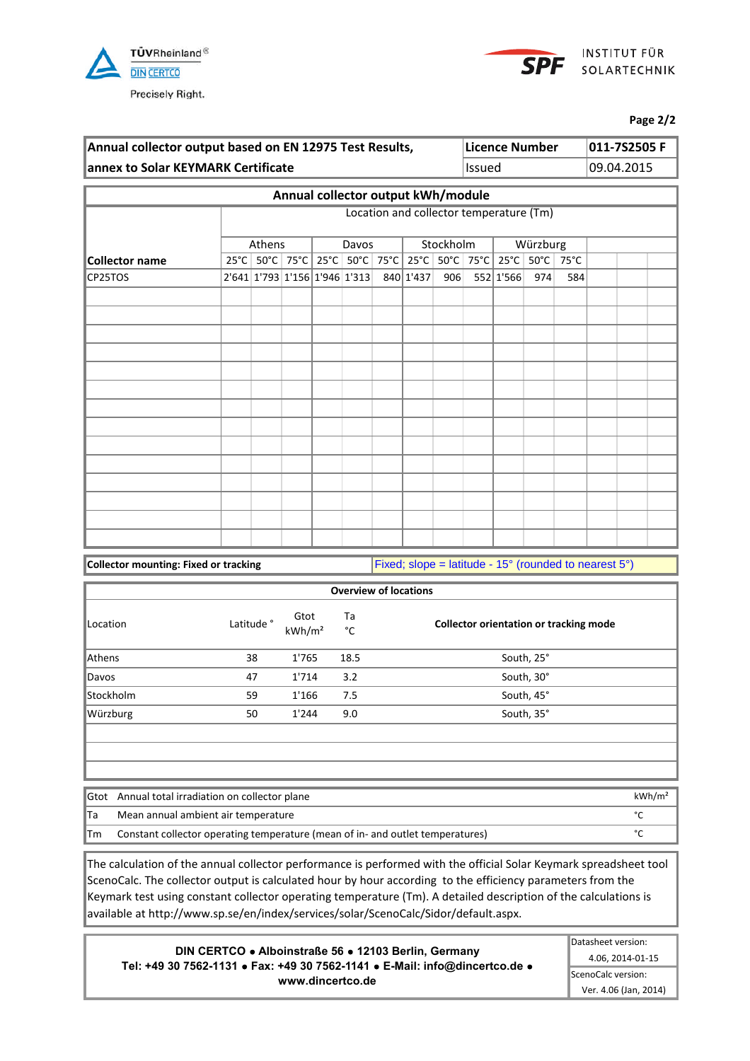| Annual collector output based on EN 12975 Test Results, annex to Solar KEYMARK Certificate | Licence Number | 011-7S2505 F |
|---|---|---|
| | Issued | 09.04.2015 |

**Annual collector output kWh/module**

| Collector name | Athens | | | Davos | | | Stockholm | | | Würzburg | | |
|---|---|---|---|---|---|---|---|---|---|---|---|---|
| | 25°C | 50°C | 75°C | 25°C | 50°C | 75°C | 25°C | 50°C | 75°C | 25°C | 50°C | 75°C |
| CP25TOS | 2'641 | 1'793 | 1'156 | 1'946 | 1'313 | 840 | 1'437 | 906 | 552 | 1'566 | 974 | 584 |

Location and collector temperature (Tm)

**Collector mounting: Fixed or tracking** — Fixed; slope = latitude - 15° (rounded to nearest 5°)

**Overview of locations**

| Location | Latitude ° | Gtot kWh/m² | Ta °C | Collector orientation or tracking mode |
|---|---|---|---|---|
| Athens | 38 | 1'765 | 18.5 | South, 25° |
| Davos | 47 | 1'714 | 3.2 | South, 30° |
| Stockholm | 59 | 1'166 | 7.5 | South, 45° |
| Würzburg | 50 | 1'244 | 9.0 | South, 35° |

| | | |
|---|---|---|
| Gtot | Annual total irradiation on collector plane | kWh/m² |
| Ta | Mean annual ambient temperature | °C |
| Tm | Constant collector operating temperature (mean of in- and outlet temperatures) | °C |

The calculation of the annual collector performance is performed with the official Solar Keymark spreadsheet tool ScenoCalc. The collector output is calculated hour by hour according to the efficiency parameters from the Keymark test using constant collector operating temperature (Tm). A detailed description of the calculations is available at http://www.sp.se/en/index/services/solar/ScenoCalc/Sidor/default.aspx.

**DIN CERTCO • Alboinstraße 56 • 12103 Berlin, Germany**
**Tel: +49 30 7562-1131 • Fax: +49 30 7562-1141 • E-Mail: info@dincertco.de •**
**www.dincertco.de**

Datasheet version: 4.06, 2014-01-15
ScenoCalc version: Ver. 4.06 (Jan, 2014)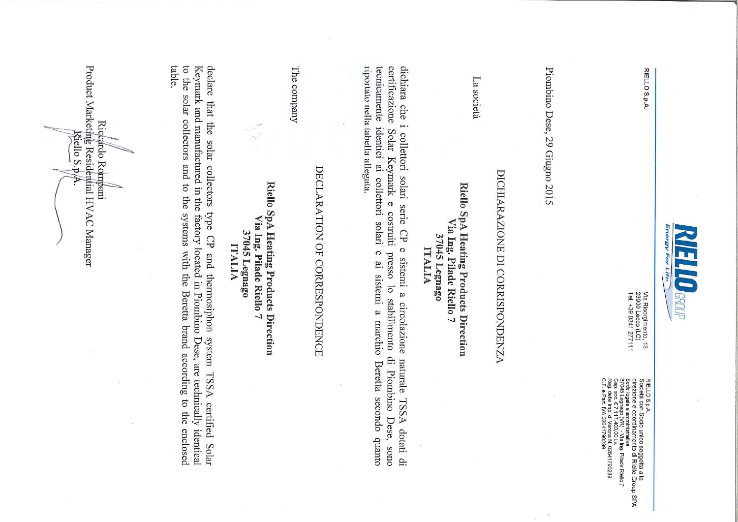RIELLO S.p.A.

Via Risorgimento, 13
23900 Lecco (LC)
Tel. +39 0341 277111

RIELLO S.p.A.
Società con Socio unico soggetta alla direzione e coordinamento di Riello Group SPA
Sede legale e amministrativa
37045 Legnago (VR) - Via Ing. Pilade Riello 7
Cap. soc. € 7.117.400,00 i.v.
Reg. delle Imp. di Verona N. 02641790239
C.F. e Part. IVA 02641790239

Piombino Dese, 29 Giugno 2015

# DICHIARAZIONE DI CORRISPONDENZA

La società

**Riello SpA Heating Products Direction**
**Via Ing. Pilade Riello 7**
**37045 Legnago**
**ITALIA**

dichiara che i collettori solari serie CP e sistemi a circolazione naturale TSSA dotati di certificazione Solar Keymark e costruiti presso lo stabilimento di Piombino Dese, sono tecnicamente identici ai collettori solari e ai sistemi a marchio Beretta secondo quanto riportato nella tabella allegata.

# DECLARATION OF CORRESPONDENCE

The company

**Riello SpA Heating Products Direction**
**Via Ing. Pilade Riello 7**
**37045 Legnago**
**ITALIA**

declare that the solar collectors type CP and thermosiphon system TSSA certified Solar Keymark and manufactured in the factory located in Piombino Dese, are technically identical to the solar collectors and to the systems with the Beretta brand according to the enclosed table.

Riccardo Rompani
Product Marketing Residential HVAC Manager
Riello S.p.A.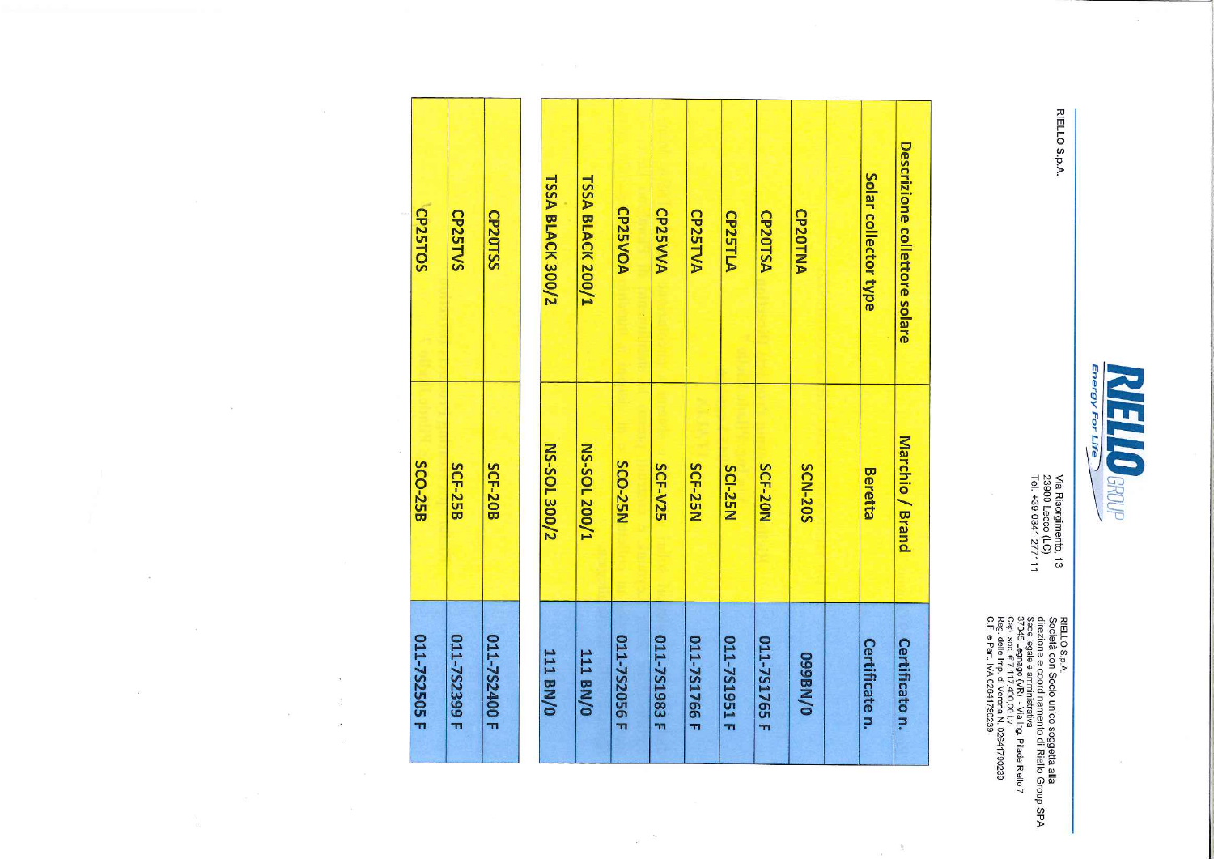RIELLO S.p.A.

Via Risorgimento, 13
23900 Lecco (LC)
Tel. +39 0341 277111

RIELLO S.p.A.
Società con Socio unico soggetta alla direzione e coordinamento di Riello Group SPA
Sede legale e amministrativa
37045 Legnago (VR) - Via Ing. Pilade Riello 7
Cap. soc. € 7.117.400,00 i.v.
Reg. delle Imp. di Verona N. 02641790239
C.F. e Part. IVA 02641790239

| Descrizione collettore solare | Marchio / Brand | Certificato n. |
|---|---|---|
| Solar collector type | Beretta | Certificate n. |
| | | |
| CP20TNA | SCN-20S | 099BN/0 |
| CP20TSA | SCF-20N | 011-7S1765 F |
| CP25TLA | SCI-25N | 011-7S1951 F |
| CP25TVA | SCF-25N | 011-7S1766 F |
| CP25VVA | SCF-V25 | 011-7S1983 F |
| CP25VOA | SCO-25N | 011-7S2056 F |
| TSSA BLACK 200/1 | NS-SOL 200/1 | 111 BN/0 |
| TSSA BLACK 300/2 | NS-SOL 300/2 | 111 BN/0 |
| CP20TSS | SCF-20B | 011-7S2400 F |
| CP25TVS | SCF-25B | 011-7S2399 F |
| CP25TOS | SCO-25B | 011-7S2505 F |